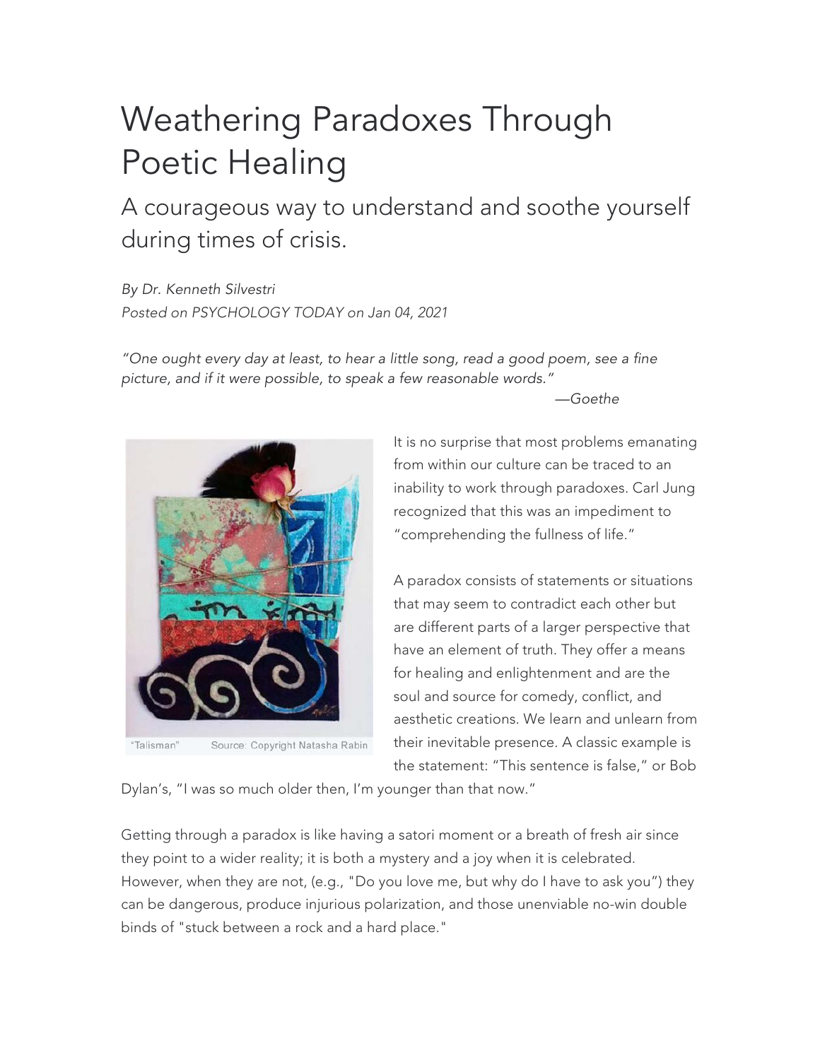# Weathering Paradoxes Through Poetic Healing

## A courageous way to understand and soothe yourself during times of crisis.

*By Dr. Kenneth Silvestri*
*Posted on PSYCHOLOGY TODAY on Jan 04, 2021*

*"One ought every day at least, to hear a little song, read a good poem, see a fine picture, and if it were possible, to speak a few reasonable words."*
*—Goethe*

"Talisman" Source: Copyright Natasha Rabin

It is no surprise that most problems emanating from within our culture can be traced to an inability to work through paradoxes. Carl Jung recognized that this was an impediment to "comprehending the fullness of life."

A paradox consists of statements or situations that may seem to contradict each other but are different parts of a larger perspective that have an element of truth. They offer a means for healing and enlightenment and are the soul and source for comedy, conflict, and aesthetic creations. We learn and unlearn from their inevitable presence. A classic example is the statement: "This sentence is false," or Bob Dylan's, "I was so much older then, I'm younger than that now."

Getting through a paradox is like having a satori moment or a breath of fresh air since they point to a wider reality; it is both a mystery and a joy when it is celebrated. However, when they are not, (e.g., "Do you love me, but why do I have to ask you") they can be dangerous, produce injurious polarization, and those unenviable no-win double binds of "stuck between a rock and a hard place."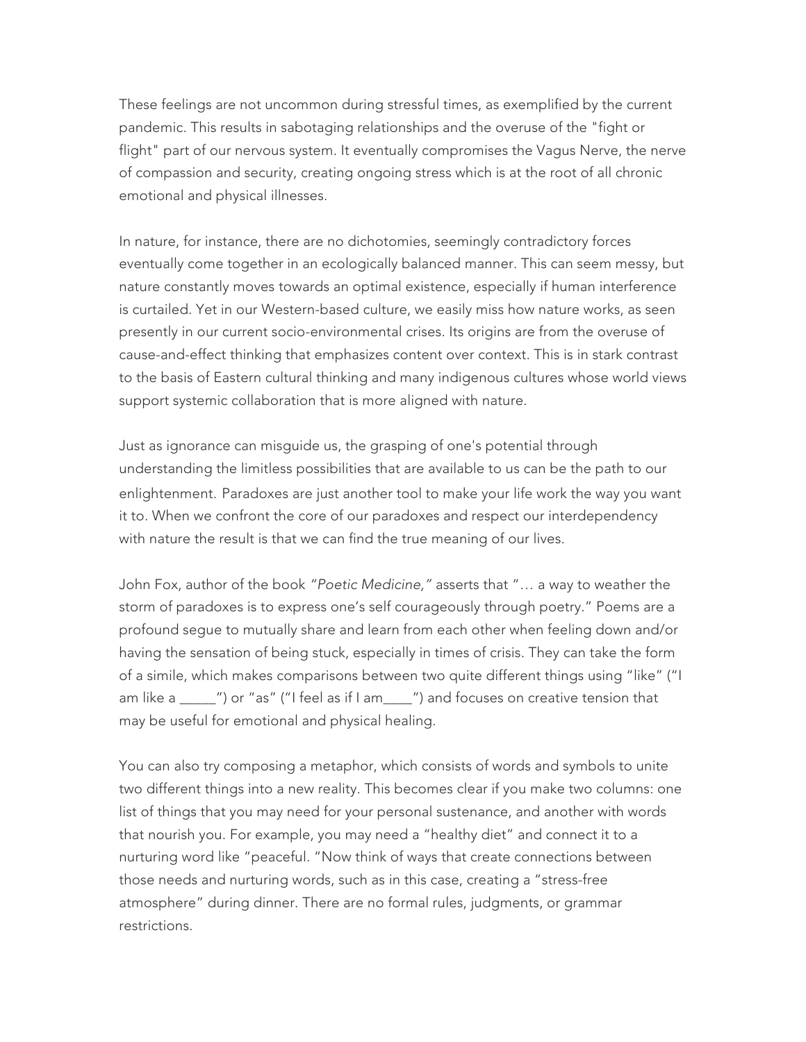These feelings are not uncommon during stressful times, as exemplified by the current pandemic. This results in sabotaging relationships and the overuse of the "fight or flight" part of our nervous system. It eventually compromises the Vagus Nerve, the nerve of compassion and security, creating ongoing stress which is at the root of all chronic emotional and physical illnesses.

In nature, for instance, there are no dichotomies, seemingly contradictory forces eventually come together in an ecologically balanced manner. This can seem messy, but nature constantly moves towards an optimal existence, especially if human interference is curtailed. Yet in our Western-based culture, we easily miss how nature works, as seen presently in our current socio-environmental crises. Its origins are from the overuse of cause-and-effect thinking that emphasizes content over context. This is in stark contrast to the basis of Eastern cultural thinking and many indigenous cultures whose world views support systemic collaboration that is more aligned with nature.

Just as ignorance can misguide us, the grasping of one's potential through understanding the limitless possibilities that are available to us can be the path to our enlightenment. Paradoxes are just another tool to make your life work the way you want it to. When we confront the core of our paradoxes and respect our interdependency with nature the result is that we can find the true meaning of our lives.

John Fox, author of the book *"Poetic Medicine,"* asserts that "… a way to weather the storm of paradoxes is to express one's self courageously through poetry." Poems are a profound segue to mutually share and learn from each other when feeling down and/or having the sensation of being stuck, especially in times of crisis. They can take the form of a simile, which makes comparisons between two quite different things using "like" ("I am like a _____") or "as" ("I feel as if I am____") and focuses on creative tension that may be useful for emotional and physical healing.

You can also try composing a metaphor, which consists of words and symbols to unite two different things into a new reality. This becomes clear if you make two columns: one list of things that you may need for your personal sustenance, and another with words that nourish you. For example, you may need a "healthy diet" and connect it to a nurturing word like "peaceful. "Now think of ways that create connections between those needs and nurturing words, such as in this case, creating a "stress-free atmosphere" during dinner. There are no formal rules, judgments, or grammar restrictions.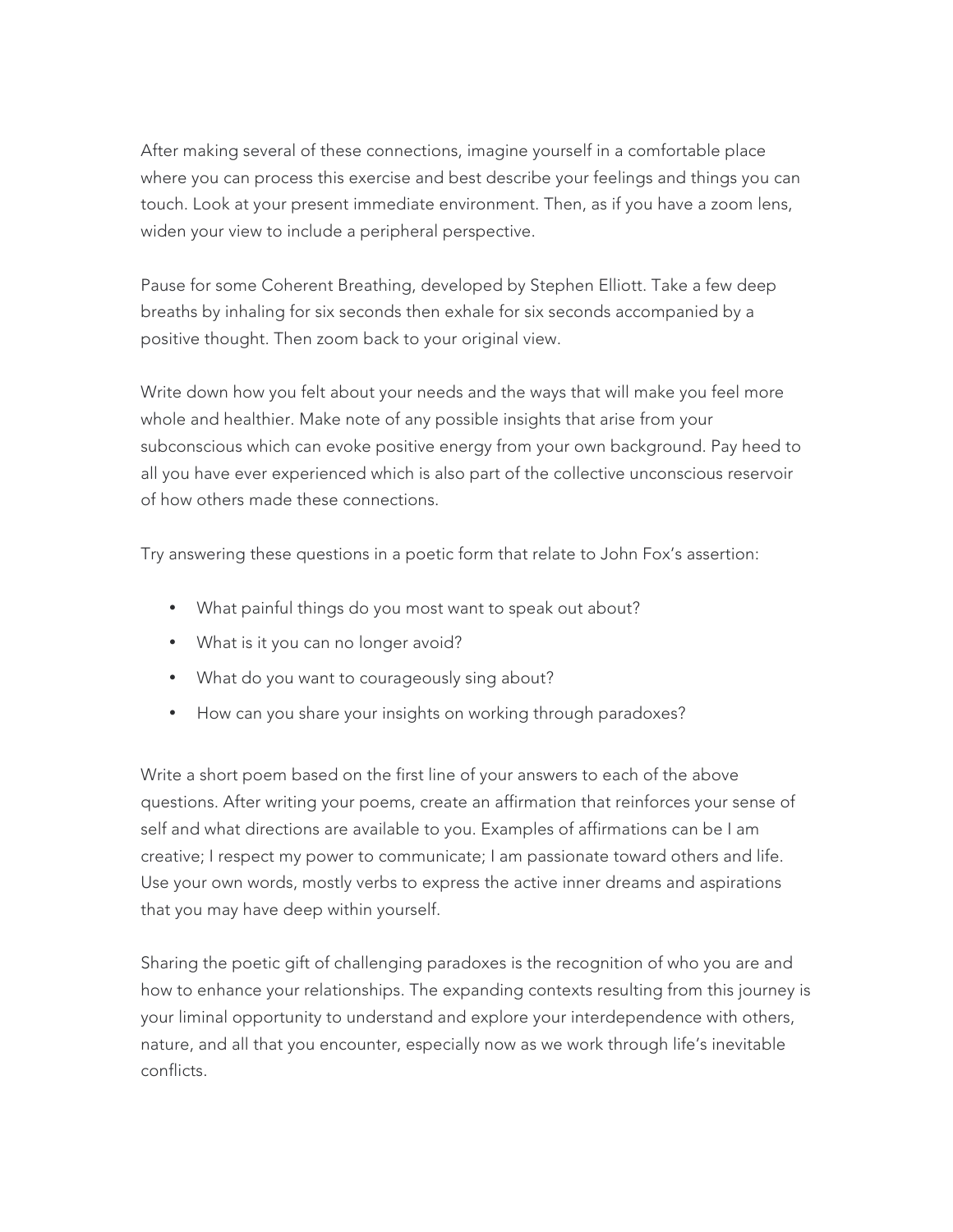After making several of these connections, imagine yourself in a comfortable place where you can process this exercise and best describe your feelings and things you can touch. Look at your present immediate environment. Then, as if you have a zoom lens, widen your view to include a peripheral perspective.

Pause for some Coherent Breathing, developed by Stephen Elliott. Take a few deep breaths by inhaling for six seconds then exhale for six seconds accompanied by a positive thought. Then zoom back to your original view.

Write down how you felt about your needs and the ways that will make you feel more whole and healthier. Make note of any possible insights that arise from your subconscious which can evoke positive energy from your own background. Pay heed to all you have ever experienced which is also part of the collective unconscious reservoir of how others made these connections.

Try answering these questions in a poetic form that relate to John Fox's assertion:

- What painful things do you most want to speak out about?
- What is it you can no longer avoid?
- What do you want to courageously sing about?
- How can you share your insights on working through paradoxes?

Write a short poem based on the first line of your answers to each of the above questions. After writing your poems, create an affirmation that reinforces your sense of self and what directions are available to you. Examples of affirmations can be I am creative; I respect my power to communicate; I am passionate toward others and life. Use your own words, mostly verbs to express the active inner dreams and aspirations that you may have deep within yourself.

Sharing the poetic gift of challenging paradoxes is the recognition of who you are and how to enhance your relationships. The expanding contexts resulting from this journey is your liminal opportunity to understand and explore your interdependence with others, nature, and all that you encounter, especially now as we work through life's inevitable conflicts.